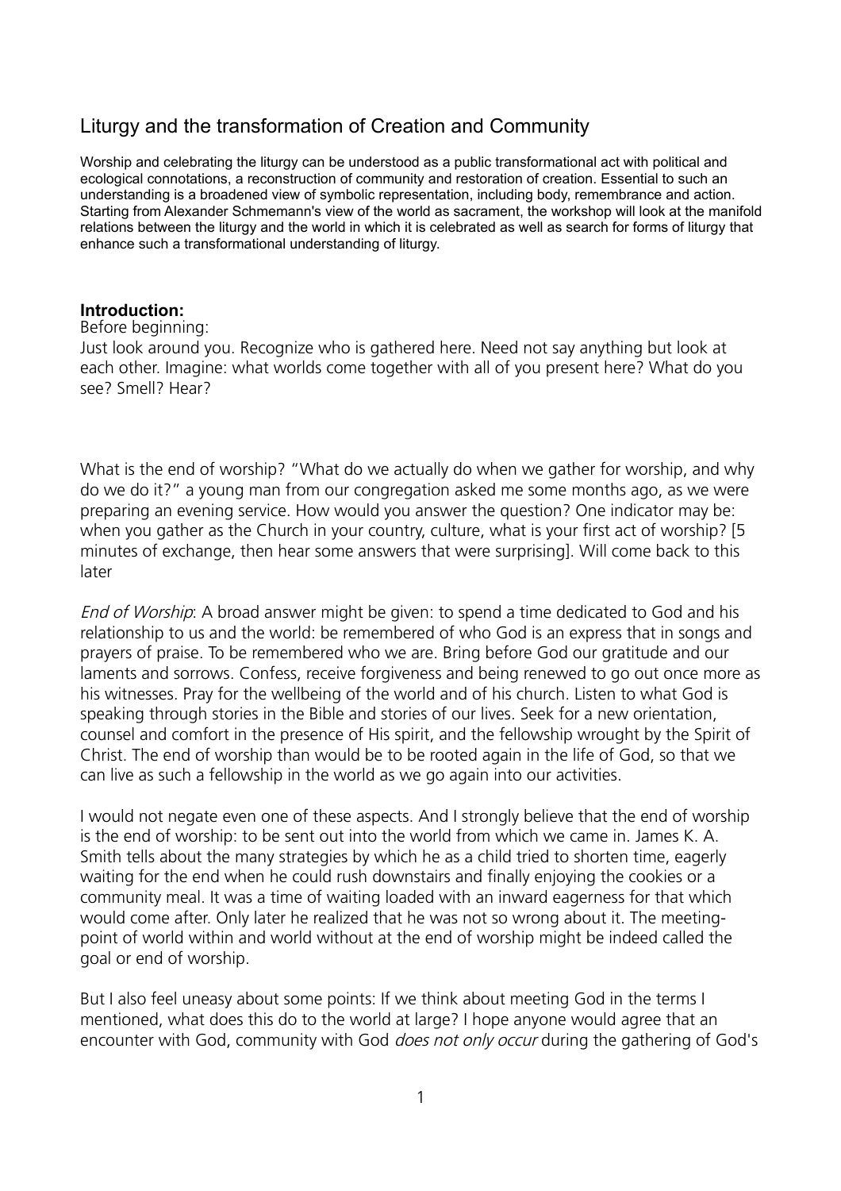# Liturgy and the transformation of Creation and Community

Worship and celebrating the liturgy can be understood as a public transformational act with political and ecological connotations, a reconstruction of community and restoration of creation. Essential to such an understanding is a broadened view of symbolic representation, including body, remembrance and action. Starting from Alexander Schmemann's view of the world as sacrament, the workshop will look at the manifold relations between the liturgy and the world in which it is celebrated as well as search for forms of liturgy that enhance such a transformational understanding of liturgy.

**Introduction:**

Before beginning:

Just look around you. Recognize who is gathered here. Need not say anything but look at each other. Imagine: what worlds come together with all of you present here? What do you see? Smell? Hear?

What is the end of worship? "What do we actually do when we gather for worship, and why do we do it?" a young man from our congregation asked me some months ago, as we were preparing an evening service. How would you answer the question? One indicator may be: when you gather as the Church in your country, culture, what is your first act of worship? [5 minutes of exchange, then hear some answers that were surprising]. Will come back to this later

*End of Worship*: A broad answer might be given: to spend a time dedicated to God and his relationship to us and the world: be remembered of who God is an express that in songs and prayers of praise. To be remembered who we are. Bring before God our gratitude and our laments and sorrows. Confess, receive forgiveness and being renewed to go out once more as his witnesses. Pray for the wellbeing of the world and of his church. Listen to what God is speaking through stories in the Bible and stories of our lives. Seek for a new orientation, counsel and comfort in the presence of His spirit, and the fellowship wrought by the Spirit of Christ. The end of worship than would be to be rooted again in the life of God, so that we can live as such a fellowship in the world as we go again into our activities.

I would not negate even one of these aspects. And I strongly believe that the end of worship is the end of worship: to be sent out into the world from which we came in. James K. A. Smith tells about the many strategies by which he as a child tried to shorten time, eagerly waiting for the end when he could rush downstairs and finally enjoying the cookies or a community meal. It was a time of waiting loaded with an inward eagerness for that which would come after. Only later he realized that he was not so wrong about it. The meeting-point of world within and world without at the end of worship might be indeed called the goal or end of worship.

But I also feel uneasy about some points: If we think about meeting God in the terms I mentioned, what does this do to the world at large? I hope anyone would agree that an encounter with God, community with God *does not only occur* during the gathering of God's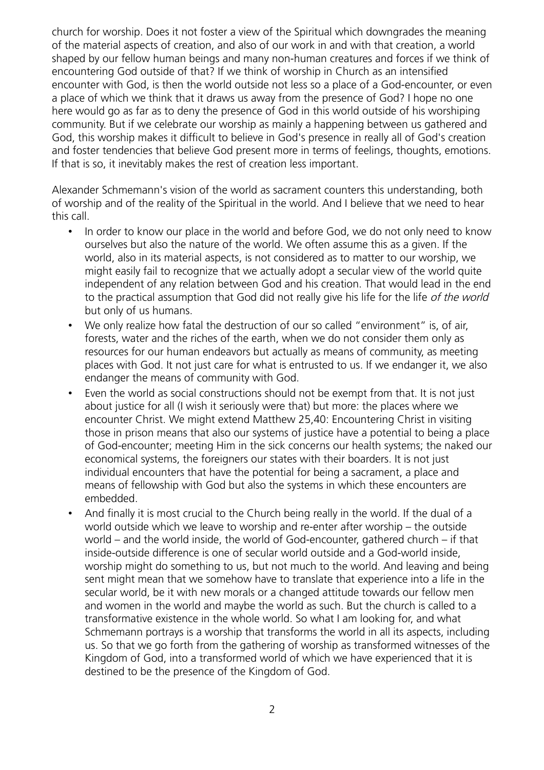church for worship. Does it not foster a view of the Spiritual which downgrades the meaning of the material aspects of creation, and also of our work in and with that creation, a world shaped by our fellow human beings and many non-human creatures and forces if we think of encountering God outside of that? If we think of worship in Church as an intensified encounter with God, is then the world outside not less so a place of a God-encounter, or even a place of which we think that it draws us away from the presence of God? I hope no one here would go as far as to deny the presence of God in this world outside of his worshiping community. But if we celebrate our worship as mainly a happening between us gathered and God, this worship makes it difficult to believe in God's presence in really all of God's creation and foster tendencies that believe God present more in terms of feelings, thoughts, emotions. If that is so, it inevitably makes the rest of creation less important.

Alexander Schmemann's vision of the world as sacrament counters this understanding, both of worship and of the reality of the Spiritual in the world. And I believe that we need to hear this call.

- In order to know our place in the world and before God, we do not only need to know ourselves but also the nature of the world. We often assume this as a given. If the world, also in its material aspects, is not considered as to matter to our worship, we might easily fail to recognize that we actually adopt a secular view of the world quite independent of any relation between God and his creation. That would lead in the end to the practical assumption that God did not really give his life for the life *of the world* but only of us humans.
- We only realize how fatal the destruction of our so called "environment" is, of air, forests, water and the riches of the earth, when we do not consider them only as resources for our human endeavors but actually as means of community, as meeting places with God. It not just care for what is entrusted to us. If we endanger it, we also endanger the means of community with God.
- Even the world as social constructions should not be exempt from that. It is not just about justice for all (I wish it seriously were that) but more: the places where we encounter Christ. We might extend Matthew 25,40: Encountering Christ in visiting those in prison means that also our systems of justice have a potential to being a place of God-encounter; meeting Him in the sick concerns our health systems; the naked our economical systems, the foreigners our states with their boarders. It is not just individual encounters that have the potential for being a sacrament, a place and means of fellowship with God but also the systems in which these encounters are embedded.
- And finally it is most crucial to the Church being really in the world. If the dual of a world outside which we leave to worship and re-enter after worship – the outside world – and the world inside, the world of God-encounter, gathered church – if that inside-outside difference is one of secular world outside and a God-world inside, worship might do something to us, but not much to the world. And leaving and being sent might mean that we somehow have to translate that experience into a life in the secular world, be it with new morals or a changed attitude towards our fellow men and women in the world and maybe the world as such. But the church is called to a transformative existence in the whole world. So what I am looking for, and what Schmemann portrays is a worship that transforms the world in all its aspects, including us. So that we go forth from the gathering of worship as transformed witnesses of the Kingdom of God, into a transformed world of which we have experienced that it is destined to be the presence of the Kingdom of God.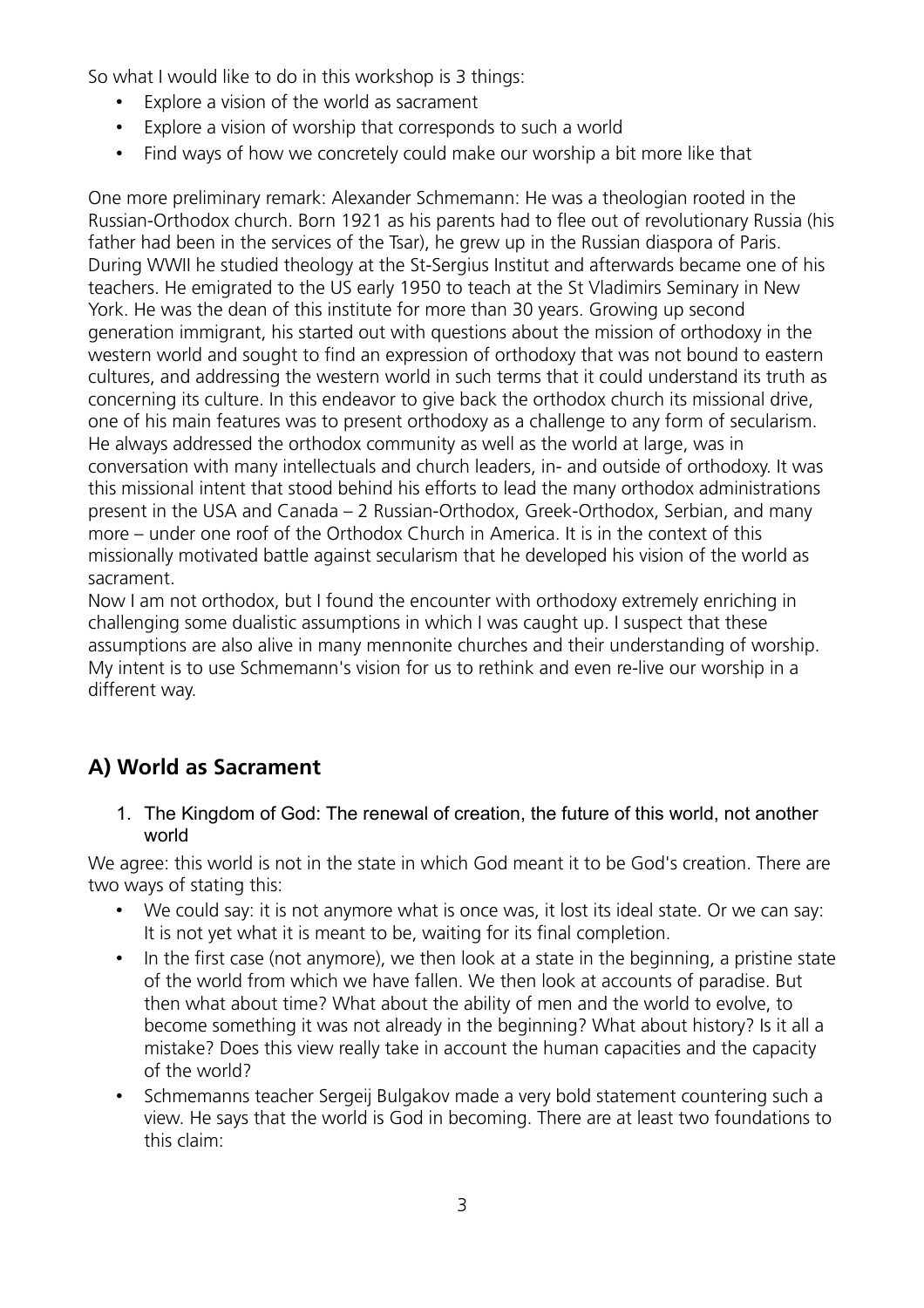So what I would like to do in this workshop is 3 things:

- Explore a vision of the world as sacrament
- Explore a vision of worship that corresponds to such a world
- Find ways of how we concretely could make our worship a bit more like that

One more preliminary remark: Alexander Schmemann: He was a theologian rooted in the Russian-Orthodox church. Born 1921 as his parents had to flee out of revolutionary Russia (his father had been in the services of the Tsar), he grew up in the Russian diaspora of Paris. During WWII he studied theology at the St-Sergius Institut and afterwards became one of his teachers. He emigrated to the US early 1950 to teach at the St Vladimirs Seminary in New York. He was the dean of this institute for more than 30 years. Growing up second generation immigrant, his started out with questions about the mission of orthodoxy in the western world and sought to find an expression of orthodoxy that was not bound to eastern cultures, and addressing the western world in such terms that it could understand its truth as concerning its culture. In this endeavor to give back the orthodox church its missional drive, one of his main features was to present orthodoxy as a challenge to any form of secularism. He always addressed the orthodox community as well as the world at large, was in conversation with many intellectuals and church leaders, in- and outside of orthodoxy. It was this missional intent that stood behind his efforts to lead the many orthodox administrations present in the USA and Canada – 2 Russian-Orthodox, Greek-Orthodox, Serbian, and many more – under one roof of the Orthodox Church in America. It is in the context of this missionally motivated battle against secularism that he developed his vision of the world as sacrament.

Now I am not orthodox, but I found the encounter with orthodoxy extremely enriching in challenging some dualistic assumptions in which I was caught up. I suspect that these assumptions are also alive in many mennonite churches and their understanding of worship. My intent is to use Schmemann's vision for us to rethink and even re-live our worship in a different way.

## A) World as Sacrament

1. The Kingdom of God: The renewal of creation, the future of this world, not another world

We agree: this world is not in the state in which God meant it to be God's creation. There are two ways of stating this:

- We could say: it is not anymore what is once was, it lost its ideal state. Or we can say: It is not yet what it is meant to be, waiting for its final completion.
- In the first case (not anymore), we then look at a state in the beginning, a pristine state of the world from which we have fallen. We then look at accounts of paradise. But then what about time? What about the ability of men and the world to evolve, to become something it was not already in the beginning? What about history? Is it all a mistake? Does this view really take in account the human capacities and the capacity of the world?
- Schmemanns teacher Sergeij Bulgakov made a very bold statement countering such a view. He says that the world is God in becoming. There are at least two foundations to this claim: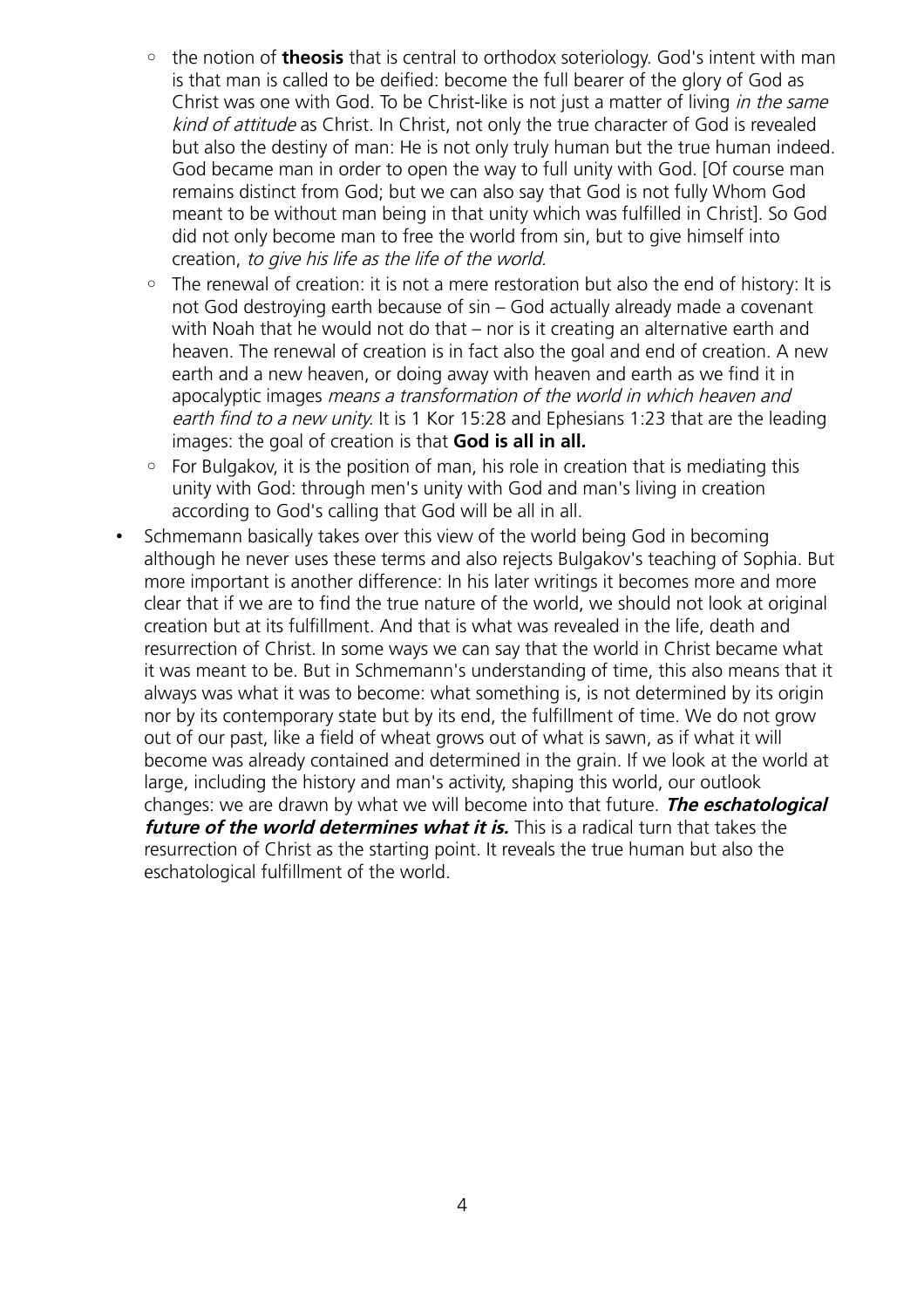- the notion of **theosis** that is central to orthodox soteriology. God's intent with man is that man is called to be deified: become the full bearer of the glory of God as Christ was one with God. To be Christ-like is not just a matter of living *in the same kind of attitude* as Christ. In Christ, not only the true character of God is revealed but also the destiny of man: He is not only truly human but the true human indeed. God became man in order to open the way to full unity with God. [Of course man remains distinct from God; but we can also say that God is not fully Whom God meant to be without man being in that unity which was fulfilled in Christ]. So God did not only become man to free the world from sin, but to give himself into creation, *to give his life as the life of the world.*
  - The renewal of creation: it is not a mere restoration but also the end of history: It is not God destroying earth because of sin – God actually already made a covenant with Noah that he would not do that – nor is it creating an alternative earth and heaven. The renewal of creation is in fact also the goal and end of creation. A new earth and a new heaven, or doing away with heaven and earth as we find it in apocalyptic images *means a transformation of the world in which heaven and earth find to a new unity.* It is 1 Kor 15:28 and Ephesians 1:23 that are the leading images: the goal of creation is that **God is all in all.**
  - For Bulgakov, it is the position of man, his role in creation that is mediating this unity with God: through men's unity with God and man's living in creation according to God's calling that God will be all in all.
- Schmemann basically takes over this view of the world being God in becoming although he never uses these terms and also rejects Bulgakov's teaching of Sophia. But more important is another difference: In his later writings it becomes more and more clear that if we are to find the true nature of the world, we should not look at original creation but at its fulfillment. And that is what was revealed in the life, death and resurrection of Christ. In some ways we can say that the world in Christ became what it was meant to be. But in Schmemann's understanding of time, this also means that it always was what it was to become: what something is, is not determined by its origin nor by its contemporary state but by its end, the fulfillment of time. We do not grow out of our past, like a field of wheat grows out of what is sawn, as if what it will become was already contained and determined in the grain. If we look at the world at large, including the history and man's activity, shaping this world, our outlook changes: we are drawn by what we will become into that future. ***The eschatological future of the world determines what it is.*** This is a radical turn that takes the resurrection of Christ as the starting point. It reveals the true human but also the eschatological fulfillment of the world.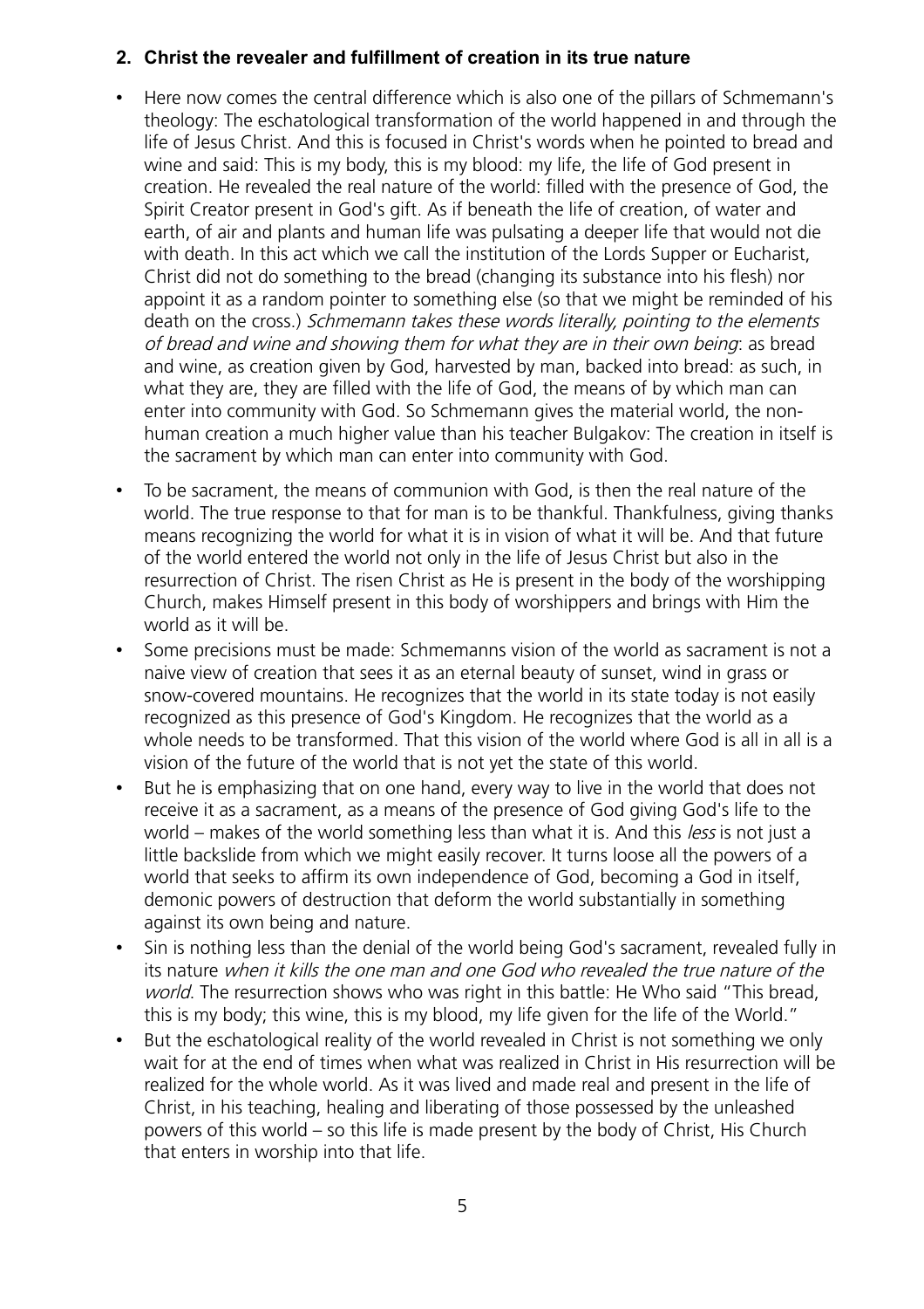## 2. Christ the revealer and fulfillment of creation in its true nature

- Here now comes the central difference which is also one of the pillars of Schmemann's theology: The eschatological transformation of the world happened in and through the life of Jesus Christ. And this is focused in Christ's words when he pointed to bread and wine and said: This is my body, this is my blood: my life, the life of God present in creation. He revealed the real nature of the world: filled with the presence of God, the Spirit Creator present in God's gift. As if beneath the life of creation, of water and earth, of air and plants and human life was pulsating a deeper life that would not die with death. In this act which we call the institution of the Lords Supper or Eucharist, Christ did not do something to the bread (changing its substance into his flesh) nor appoint it as a random pointer to something else (so that we might be reminded of his death on the cross.) *Schmemann takes these words literally, pointing to the elements of bread and wine and showing them for what they are in their own being*: as bread and wine, as creation given by God, harvested by man, backed into bread: as such, in what they are, they are filled with the life of God, the means of by which man can enter into community with God. So Schmemann gives the material world, the non-human creation a much higher value than his teacher Bulgakov: The creation in itself is the sacrament by which man can enter into community with God.
- To be sacrament, the means of communion with God, is then the real nature of the world. The true response to that for man is to be thankful. Thankfulness, giving thanks means recognizing the world for what it is in vision of what it will be. And that future of the world entered the world not only in the life of Jesus Christ but also in the resurrection of Christ. The risen Christ as He is present in the body of the worshipping Church, makes Himself present in this body of worshippers and brings with Him the world as it will be.
- Some precisions must be made: Schmemanns vision of the world as sacrament is not a naive view of creation that sees it as an eternal beauty of sunset, wind in grass or snow-covered mountains. He recognizes that the world in its state today is not easily recognized as this presence of God's Kingdom. He recognizes that the world as a whole needs to be transformed. That this vision of the world where God is all in all is a vision of the future of the world that is not yet the state of this world.
- But he is emphasizing that on one hand, every way to live in the world that does not receive it as a sacrament, as a means of the presence of God giving God's life to the world – makes of the world something less than what it is. And this *less* is not just a little backslide from which we might easily recover. It turns loose all the powers of a world that seeks to affirm its own independence of God, becoming a God in itself, demonic powers of destruction that deform the world substantially in something against its own being and nature.
- Sin is nothing less than the denial of the world being God's sacrament, revealed fully in its nature *when it kills the one man and one God who revealed the true nature of the world*. The resurrection shows who was right in this battle: He Who said "This bread, this is my body; this wine, this is my blood, my life given for the life of the World."
- But the eschatological reality of the world revealed in Christ is not something we only wait for at the end of times when what was realized in Christ in His resurrection will be realized for the whole world. As it was lived and made real and present in the life of Christ, in his teaching, healing and liberating of those possessed by the unleashed powers of this world – so this life is made present by the body of Christ, His Church that enters in worship into that life.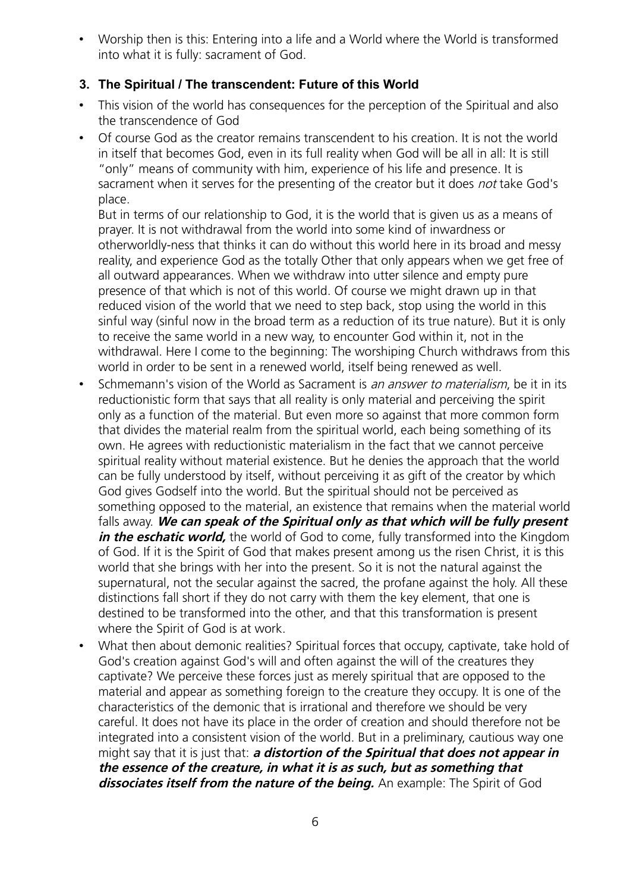- Worship then is this: Entering into a life and a World where the World is transformed into what it is fully: sacrament of God.

### 3. The Spiritual / The transcendent: Future of this World

- This vision of the world has consequences for the perception of the Spiritual and also the transcendence of God
- Of course God as the creator remains transcendent to his creation. It is not the world in itself that becomes God, even in its full reality when God will be all in all: It is still "only" means of community with him, experience of his life and presence. It is sacrament when it serves for the presenting of the creator but it does *not* take God's place.
  But in terms of our relationship to God, it is the world that is given us as a means of prayer. It is not withdrawal from the world into some kind of inwardness or otherworldly-ness that thinks it can do without this world here in its broad and messy reality, and experience God as the totally Other that only appears when we get free of all outward appearances. When we withdraw into utter silence and empty pure presence of that which is not of this world. Of course we might drawn up in that reduced vision of the world that we need to step back, stop using the world in this sinful way (sinful now in the broad term as a reduction of its true nature). But it is only to receive the same world in a new way, to encounter God within it, not in the withdrawal. Here I come to the beginning: The worshiping Church withdraws from this world in order to be sent in a renewed world, itself being renewed as well.
- Schmemann's vision of the World as Sacrament is *an answer to materialism*, be it in its reductionistic form that says that all reality is only material and perceiving the spirit only as a function of the material. But even more so against that more common form that divides the material realm from the spiritual world, each being something of its own. He agrees with reductionistic materialism in the fact that we cannot perceive spiritual reality without material existence. But he denies the approach that the world can be fully understood by itself, without perceiving it as gift of the creator by which God gives Godself into the world. But the spiritual should not be perceived as something opposed to the material, an existence that remains when the material world falls away. ***We can speak of the Spiritual only as that which will be fully present in the eschatic world,*** the world of God to come, fully transformed into the Kingdom of God. If it is the Spirit of God that makes present among us the risen Christ, it is this world that she brings with her into the present. So it is not the natural against the supernatural, not the secular against the sacred, the profane against the holy. All these distinctions fall short if they do not carry with them the key element, that one is destined to be transformed into the other, and that this transformation is present where the Spirit of God is at work.
- What then about demonic realities? Spiritual forces that occupy, captivate, take hold of God's creation against God's will and often against the will of the creatures they captivate? We perceive these forces just as merely spiritual that are opposed to the material and appear as something foreign to the creature they occupy. It is one of the characteristics of the demonic that is irrational and therefore we should be very careful. It does not have its place in the order of creation and should therefore not be integrated into a consistent vision of the world. But in a preliminary, cautious way one might say that it is just that: ***a distortion of the Spiritual that does not appear in the essence of the creature, in what it is as such, but as something that dissociates itself from the nature of the being.*** An example: The Spirit of God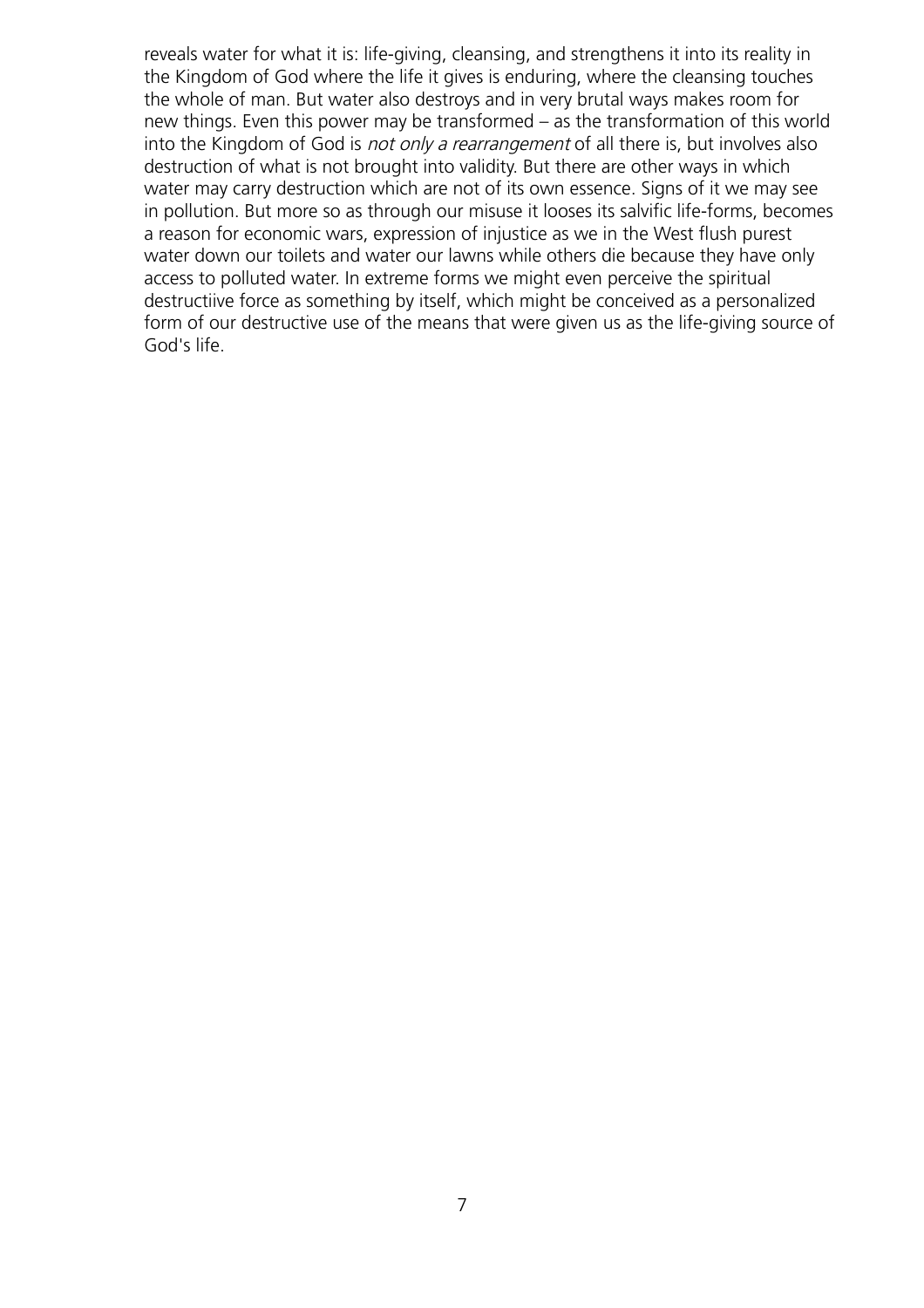reveals water for what it is: life-giving, cleansing, and strengthens it into its reality in the Kingdom of God where the life it gives is enduring, where the cleansing touches the whole of man. But water also destroys and in very brutal ways makes room for new things. Even this power may be transformed – as the transformation of this world into the Kingdom of God is *not only a rearrangement* of all there is, but involves also destruction of what is not brought into validity. But there are other ways in which water may carry destruction which are not of its own essence. Signs of it we may see in pollution. But more so as through our misuse it looses its salvific life-forms, becomes a reason for economic wars, expression of injustice as we in the West flush purest water down our toilets and water our lawns while others die because they have only access to polluted water. In extreme forms we might even perceive the spiritual destructiive force as something by itself, which might be conceived as a personalized form of our destructive use of the means that were given us as the life-giving source of God's life.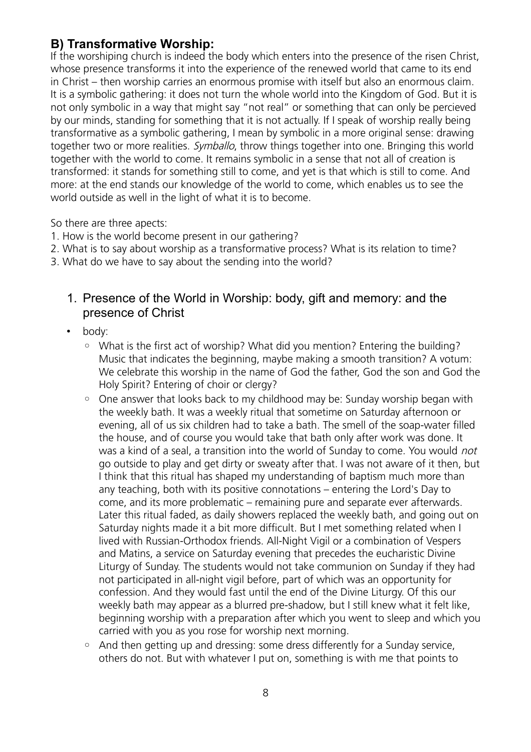## B) Transformative Worship:

If the worshiping church is indeed the body which enters into the presence of the risen Christ, whose presence transforms it into the experience of the renewed world that came to its end in Christ – then worship carries an enormous promise with itself but also an enormous claim. It is a symbolic gathering: it does not turn the whole world into the Kingdom of God. But it is not only symbolic in a way that might say "not real" or something that can only be percieved by our minds, standing for something that it is not actually. If I speak of worship really being transformative as a symbolic gathering, I mean by symbolic in a more original sense: drawing together two or more realities. *Symballo*, throw things together into one. Bringing this world together with the world to come. It remains symbolic in a sense that not all of creation is transformed: it stands for something still to come, and yet is that which is still to come. And more: at the end stands our knowledge of the world to come, which enables us to see the world outside as well in the light of what it is to become.

So there are three apects:

1. How is the world become present in our gathering?
2. What is to say about worship as a transformative process? What is its relation to time?
3. What do we have to say about the sending into the world?

### 1. Presence of the World in Worship: body, gift and memory: and the presence of Christ

- body:
  - What is the first act of worship? What did you mention? Entering the building? Music that indicates the beginning, maybe making a smooth transition? A votum: We celebrate this worship in the name of God the father, God the son and God the Holy Spirit? Entering of choir or clergy?
  - One answer that looks back to my childhood may be: Sunday worship began with the weekly bath. It was a weekly ritual that sometime on Saturday afternoon or evening, all of us six children had to take a bath. The smell of the soap-water filled the house, and of course you would take that bath only after work was done. It was a kind of a seal, a transition into the world of Sunday to come. You would *not* go outside to play and get dirty or sweaty after that. I was not aware of it then, but I think that this ritual has shaped my understanding of baptism much more than any teaching, both with its positive connotations – entering the Lord's Day to come, and its more problematic – remaining pure and separate ever afterwards. Later this ritual faded, as daily showers replaced the weekly bath, and going out on Saturday nights made it a bit more difficult. But I met something related when I lived with Russian-Orthodox friends. All-Night Vigil or a combination of Vespers and Matins, a service on Saturday evening that precedes the eucharistic Divine Liturgy of Sunday. The students would not take communion on Sunday if they had not participated in all-night vigil before, part of which was an opportunity for confession. And they would fast until the end of the Divine Liturgy. Of this our weekly bath may appear as a blurred pre-shadow, but I still knew what it felt like, beginning worship with a preparation after which you went to sleep and which you carried with you as you rose for worship next morning.
  - And then getting up and dressing: some dress differently for a Sunday service, others do not. But with whatever I put on, something is with me that points to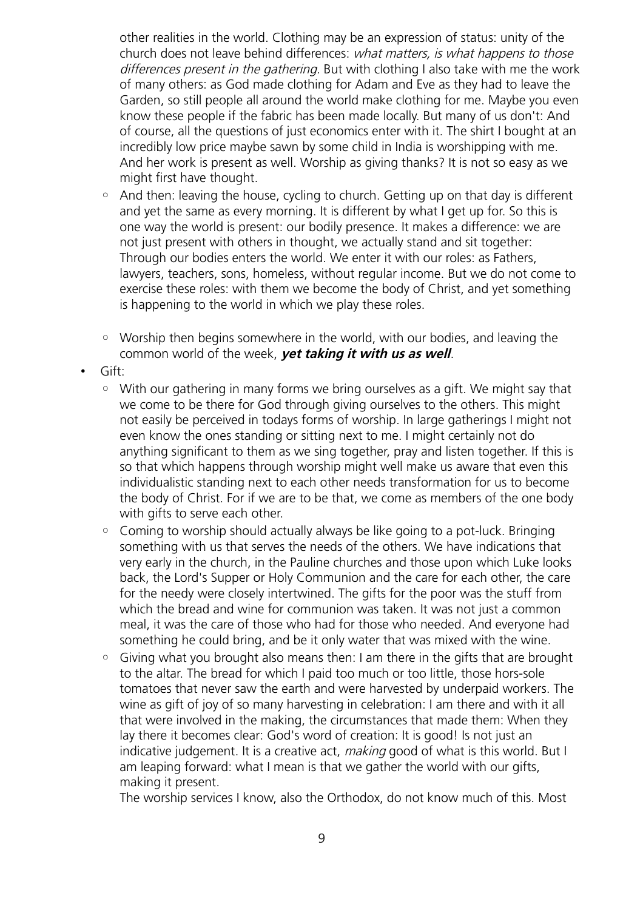other realities in the world. Clothing may be an expression of status: unity of the church does not leave behind differences: *what matters, is what happens to those differences present in the gathering.* But with clothing I also take with me the work of many others: as God made clothing for Adam and Eve as they had to leave the Garden, so still people all around the world make clothing for me. Maybe you even know these people if the fabric has been made locally. But many of us don't: And of course, all the questions of just economics enter with it. The shirt I bought at an incredibly low price maybe sawn by some child in India is worshipping with me. And her work is present as well. Worship as giving thanks? It is not so easy as we might first have thought.

    - And then: leaving the house, cycling to church. Getting up on that day is different and yet the same as every morning. It is different by what I get up for. So this is one way the world is present: our bodily presence. It makes a difference: we are not just present with others in thought, we actually stand and sit together: Through our bodies enters the world. We enter it with our roles: as Fathers, lawyers, teachers, sons, homeless, without regular income. But we do not come to exercise these roles: with them we become the body of Christ, and yet something is happening to the world in which we play these roles.

    - Worship then begins somewhere in the world, with our bodies, and leaving the common world of the week, ***yet taking it with us as well***.

- Gift:
    - With our gathering in many forms we bring ourselves as a gift. We might say that we come to be there for God through giving ourselves to the others. This might not easily be perceived in todays forms of worship. In large gatherings I might not even know the ones standing or sitting next to me. I might certainly not do anything significant to them as we sing together, pray and listen together. If this is so that which happens through worship might well make us aware that even this individualistic standing next to each other needs transformation for us to become the body of Christ. For if we are to be that, we come as members of the one body with gifts to serve each other.
    - Coming to worship should actually always be like going to a pot-luck. Bringing something with us that serves the needs of the others. We have indications that very early in the church, in the Pauline churches and those upon which Luke looks back, the Lord's Supper or Holy Communion and the care for each other, the care for the needy were closely intertwined. The gifts for the poor was the stuff from which the bread and wine for communion was taken. It was not just a common meal, it was the care of those who had for those who needed. And everyone had something he could bring, and be it only water that was mixed with the wine.
    - Giving what you brought also means then: I am there in the gifts that are brought to the altar. The bread for which I paid too much or too little, those hors-sole tomatoes that never saw the earth and were harvested by underpaid workers. The wine as gift of joy of so many harvesting in celebration: I am there and with it all that were involved in the making, the circumstances that made them: When they lay there it becomes clear: God's word of creation: It is good! Is not just an indicative judgement. It is a creative act, *making* good of what is this world. But I am leaping forward: what I mean is that we gather the world with our gifts, making it present.

      The worship services I know, also the Orthodox, do not know much of this. Most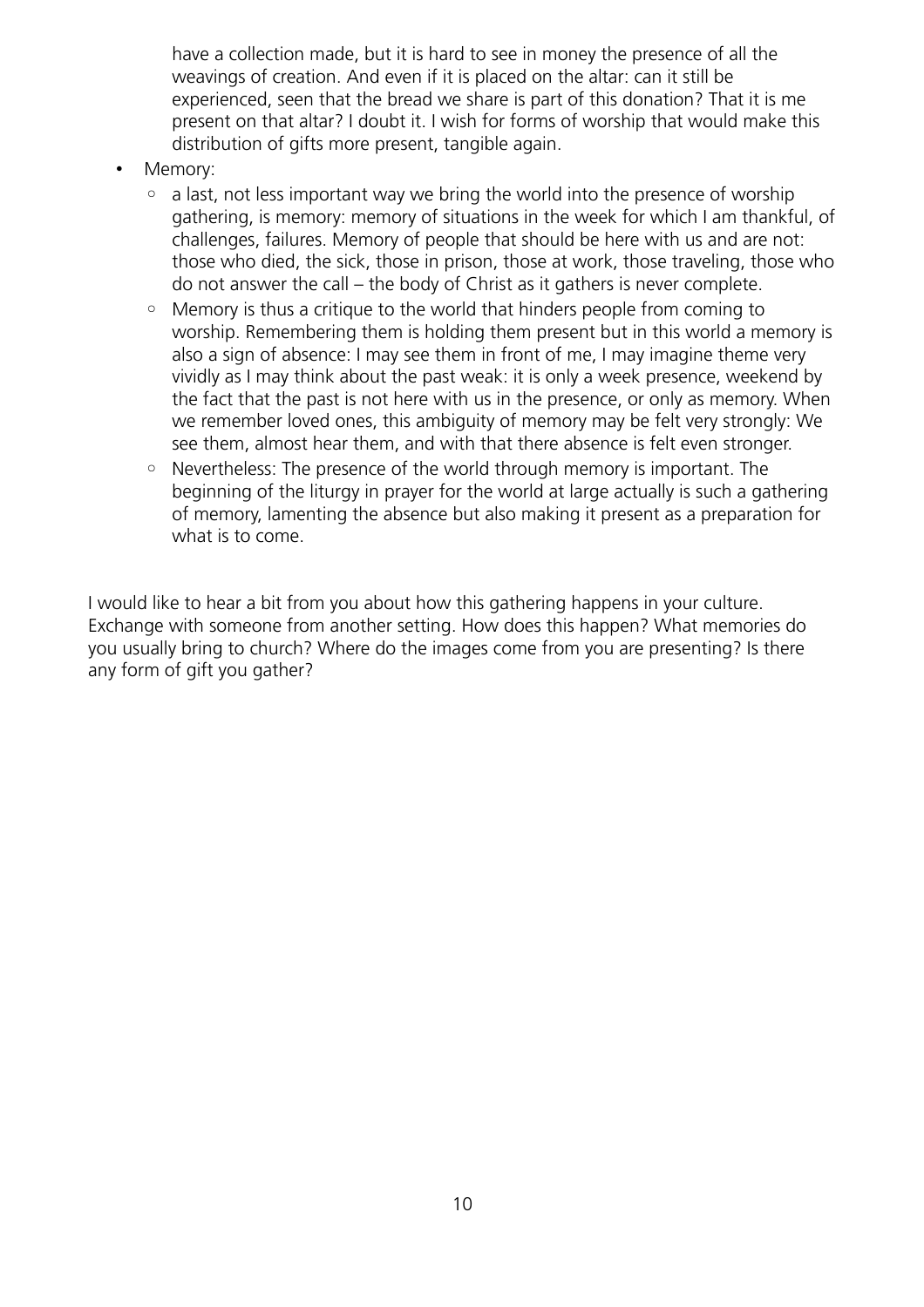have a collection made, but it is hard to see in money the presence of all the weavings of creation. And even if it is placed on the altar: can it still be experienced, seen that the bread we share is part of this donation? That it is me present on that altar? I doubt it. I wish for forms of worship that would make this distribution of gifts more present, tangible again.

- Memory:
  - a last, not less important way we bring the world into the presence of worship gathering, is memory: memory of situations in the week for which I am thankful, of challenges, failures. Memory of people that should be here with us and are not: those who died, the sick, those in prison, those at work, those traveling, those who do not answer the call – the body of Christ as it gathers is never complete.
  - Memory is thus a critique to the world that hinders people from coming to worship. Remembering them is holding them present but in this world a memory is also a sign of absence: I may see them in front of me, I may imagine theme very vividly as I may think about the past weak: it is only a week presence, weekend by the fact that the past is not here with us in the presence, or only as memory. When we remember loved ones, this ambiguity of memory may be felt very strongly: We see them, almost hear them, and with that there absence is felt even stronger.
  - Nevertheless: The presence of the world through memory is important. The beginning of the liturgy in prayer for the world at large actually is such a gathering of memory, lamenting the absence but also making it present as a preparation for what is to come.

I would like to hear a bit from you about how this gathering happens in your culture. Exchange with someone from another setting. How does this happen? What memories do you usually bring to church? Where do the images come from you are presenting? Is there any form of gift you gather?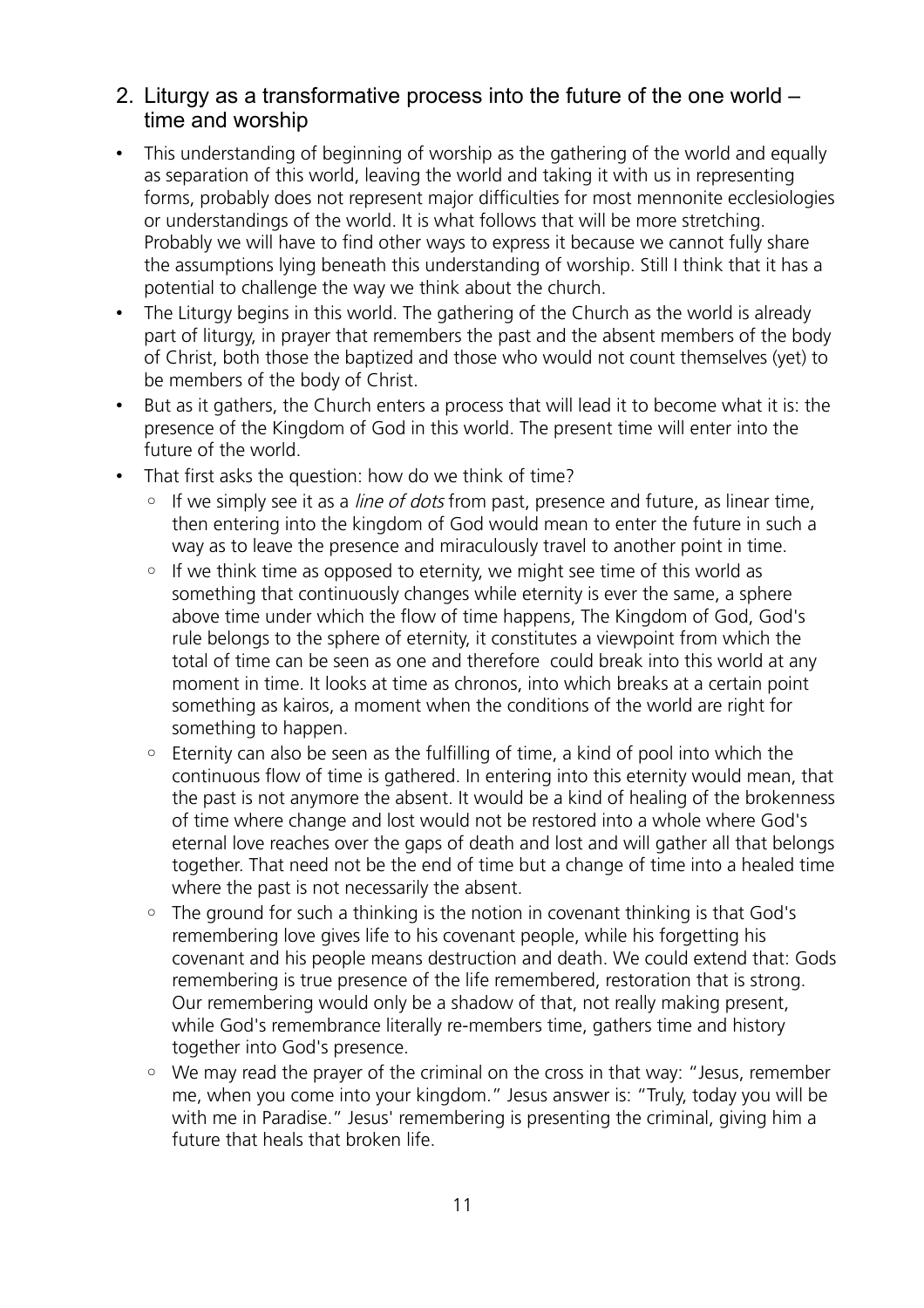## 2. Liturgy as a transformative process into the future of the one world – time and worship

- This understanding of beginning of worship as the gathering of the world and equally as separation of this world, leaving the world and taking it with us in representing forms, probably does not represent major difficulties for most mennonite ecclesiologies or understandings of the world. It is what follows that will be more stretching. Probably we will have to find other ways to express it because we cannot fully share the assumptions lying beneath this understanding of worship. Still I think that it has a potential to challenge the way we think about the church.
- The Liturgy begins in this world. The gathering of the Church as the world is already part of liturgy, in prayer that remembers the past and the absent members of the body of Christ, both those the baptized and those who would not count themselves (yet) to be members of the body of Christ.
- But as it gathers, the Church enters a process that will lead it to become what it is: the presence of the Kingdom of God in this world. The present time will enter into the future of the world.
- That first asks the question: how do we think of time?
  - If we simply see it as a *line of dots* from past, presence and future, as linear time, then entering into the kingdom of God would mean to enter the future in such a way as to leave the presence and miraculously travel to another point in time.
  - If we think time as opposed to eternity, we might see time of this world as something that continuously changes while eternity is ever the same, a sphere above time under which the flow of time happens, The Kingdom of God, God's rule belongs to the sphere of eternity, it constitutes a viewpoint from which the total of time can be seen as one and therefore could break into this world at any moment in time. It looks at time as chronos, into which breaks at a certain point something as kairos, a moment when the conditions of the world are right for something to happen.
  - Eternity can also be seen as the fulfilling of time, a kind of pool into which the continuous flow of time is gathered. In entering into this eternity would mean, that the past is not anymore the absent. It would be a kind of healing of the brokenness of time where change and lost would not be restored into a whole where God's eternal love reaches over the gaps of death and lost and will gather all that belongs together. That need not be the end of time but a change of time into a healed time where the past is not necessarily the absent.
  - The ground for such a thinking is the notion in covenant thinking is that God's remembering love gives life to his covenant people, while his forgetting his covenant and his people means destruction and death. We could extend that: Gods remembering is true presence of the life remembered, restoration that is strong. Our remembering would only be a shadow of that, not really making present, while God's remembrance literally re-members time, gathers time and history together into God's presence.
  - We may read the prayer of the criminal on the cross in that way: "Jesus, remember me, when you come into your kingdom." Jesus answer is: "Truly, today you will be with me in Paradise." Jesus' remembering is presenting the criminal, giving him a future that heals that broken life.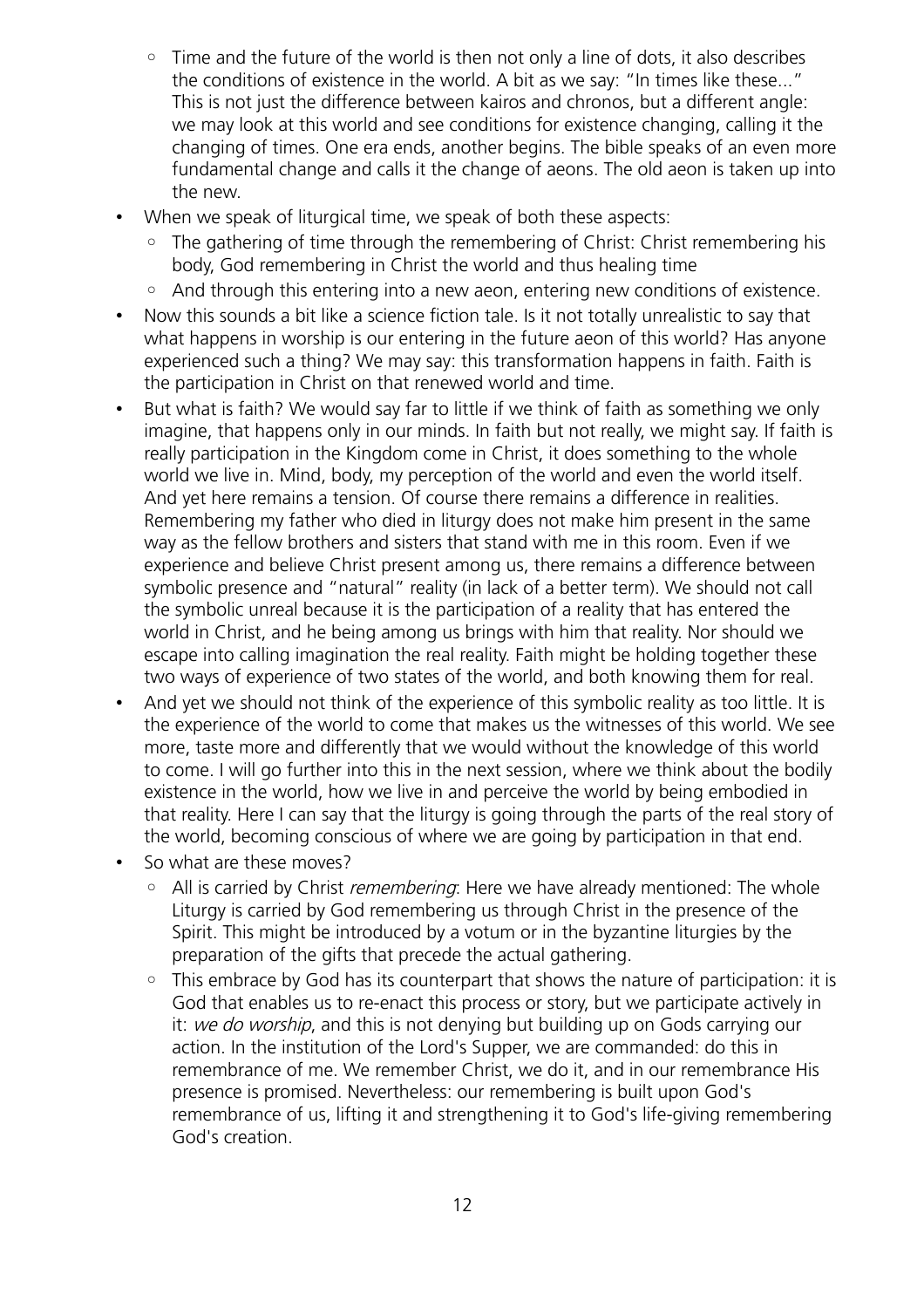- Time and the future of the world is then not only a line of dots, it also describes the conditions of existence in the world. A bit as we say: "In times like these..." This is not just the difference between kairos and chronos, but a different angle: we may look at this world and see conditions for existence changing, calling it the changing of times. One era ends, another begins. The bible speaks of an even more fundamental change and calls it the change of aeons. The old aeon is taken up into the new.
- When we speak of liturgical time, we speak of both these aspects:
  - The gathering of time through the remembering of Christ: Christ remembering his body, God remembering in Christ the world and thus healing time
  - And through this entering into a new aeon, entering new conditions of existence.
- Now this sounds a bit like a science fiction tale. Is it not totally unrealistic to say that what happens in worship is our entering in the future aeon of this world? Has anyone experienced such a thing? We may say: this transformation happens in faith. Faith is the participation in Christ on that renewed world and time.
- But what is faith? We would say far to little if we think of faith as something we only imagine, that happens only in our minds. In faith but not really, we might say. If faith is really participation in the Kingdom come in Christ, it does something to the whole world we live in. Mind, body, my perception of the world and even the world itself. And yet here remains a tension. Of course there remains a difference in realities. Remembering my father who died in liturgy does not make him present in the same way as the fellow brothers and sisters that stand with me in this room. Even if we experience and believe Christ present among us, there remains a difference between symbolic presence and "natural" reality (in lack of a better term). We should not call the symbolic unreal because it is the participation of a reality that has entered the world in Christ, and he being among us brings with him that reality. Nor should we escape into calling imagination the real reality. Faith might be holding together these two ways of experience of two states of the world, and both knowing them for real.
- And yet we should not think of the experience of this symbolic reality as too little. It is the experience of the world to come that makes us the witnesses of this world. We see more, taste more and differently that we would without the knowledge of this world to come. I will go further into this in the next session, where we think about the bodily existence in the world, how we live in and perceive the world by being embodied in that reality. Here I can say that the liturgy is going through the parts of the real story of the world, becoming conscious of where we are going by participation in that end.
- So what are these moves?
  - All is carried by Christ *remembering*: Here we have already mentioned: The whole Liturgy is carried by God remembering us through Christ in the presence of the Spirit. This might be introduced by a votum or in the byzantine liturgies by the preparation of the gifts that precede the actual gathering.
  - This embrace by God has its counterpart that shows the nature of participation: it is God that enables us to re-enact this process or story, but we participate actively in it: *we do worship*, and this is not denying but building up on Gods carrying our action. In the institution of the Lord's Supper, we are commanded: do this in remembrance of me. We remember Christ, we do it, and in our remembrance His presence is promised. Nevertheless: our remembering is built upon God's remembrance of us, lifting it and strengthening it to God's life-giving remembering God's creation.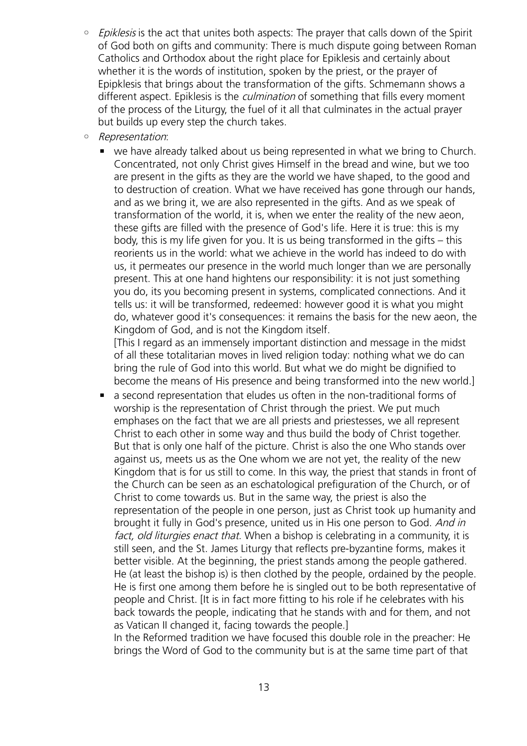- *Epiklesis* is the act that unites both aspects: The prayer that calls down of the Spirit of God both on gifts and community: There is much dispute going between Roman Catholics and Orthodox about the right place for Epiklesis and certainly about whether it is the words of institution, spoken by the priest, or the prayer of Epipklesis that brings about the transformation of the gifts. Schmemann shows a different aspect. Epiklesis is the *culmination* of something that fills every moment of the process of the Liturgy, the fuel of it all that culminates in the actual prayer but builds up every step the church takes.
- *Representation*:
  - we have already talked about us being represented in what we bring to Church. Concentrated, not only Christ gives Himself in the bread and wine, but we too are present in the gifts as they are the world we have shaped, to the good and to destruction of creation. What we have received has gone through our hands, and as we bring it, we are also represented in the gifts. And as we speak of transformation of the world, it is, when we enter the reality of the new aeon, these gifts are filled with the presence of God's life. Here it is true: this is my body, this is my life given for you. It is us being transformed in the gifts – this reorients us in the world: what we achieve in the world has indeed to do with us, it permeates our presence in the world much longer than we are personally present. This at one hand hightens our responsibility: it is not just something you do, its you becoming present in systems, complicated connections. And it tells us: it will be transformed, redeemed: however good it is what you might do, whatever good it's consequences: it remains the basis for the new aeon, the Kingdom of God, and is not the Kingdom itself.
    [This I regard as an immensely important distinction and message in the midst of all these totalitarian moves in lived religion today: nothing what we do can bring the rule of God into this world. But what we do might be dignified to become the means of His presence and being transformed into the new world.]
  - a second representation that eludes us often in the non-traditional forms of worship is the representation of Christ through the priest. We put much emphases on the fact that we are all priests and priestesses, we all represent Christ to each other in some way and thus build the body of Christ together. But that is only one half of the picture. Christ is also the one Who stands over against us, meets us as the One whom we are not yet, the reality of the new Kingdom that is for us still to come. In this way, the priest that stands in front of the Church can be seen as an eschatological prefiguration of the Church, or of Christ to come towards us. But in the same way, the priest is also the representation of the people in one person, just as Christ took up humanity and brought it fully in God's presence, united us in His one person to God. *And in fact, old liturgies enact that*. When a bishop is celebrating in a community, it is still seen, and the St. James Liturgy that reflects pre-byzantine forms, makes it better visible. At the beginning, the priest stands among the people gathered. He (at least the bishop is) is then clothed by the people, ordained by the people. He is first one among them before he is singled out to be both representative of people and Christ. [It is in fact more fitting to his role if he celebrates with his back towards the people, indicating that he stands with and for them, and not as Vatican II changed it, facing towards the people.]
    In the Reformed tradition we have focused this double role in the preacher: He brings the Word of God to the community but is at the same time part of that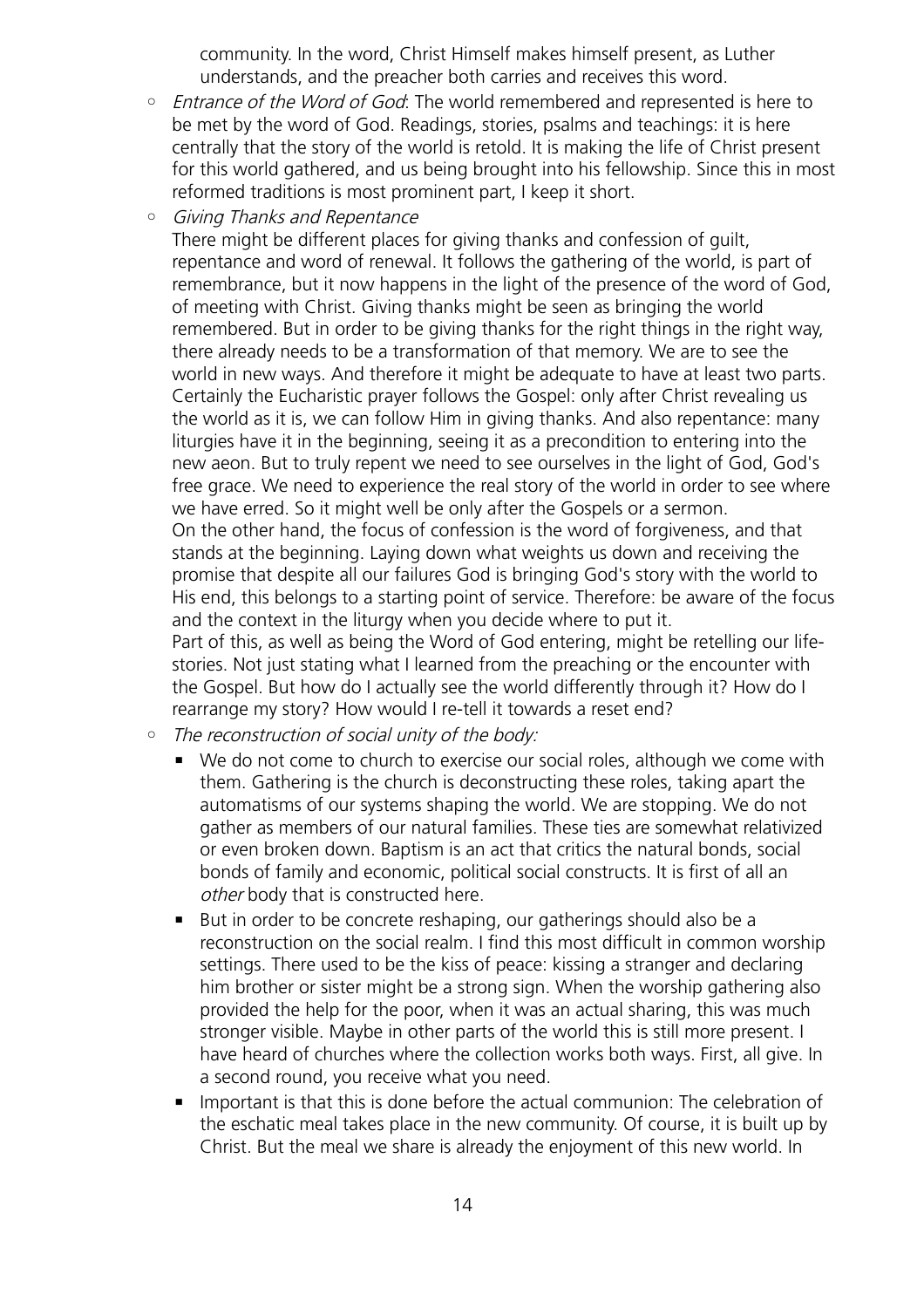community. In the word, Christ Himself makes himself present, as Luther understands, and the preacher both carries and receives this word.

- *Entrance of the Word of God*: The world remembered and represented is here to be met by the word of God. Readings, stories, psalms and teachings: it is here centrally that the story of the world is retold. It is making the life of Christ present for this world gathered, and us being brought into his fellowship. Since this in most reformed traditions is most prominent part, I keep it short.
- *Giving Thanks and Repentance*
  There might be different places for giving thanks and confession of guilt, repentance and word of renewal. It follows the gathering of the world, is part of remembrance, but it now happens in the light of the presence of the word of God, of meeting with Christ. Giving thanks might be seen as bringing the world remembered. But in order to be giving thanks for the right things in the right way, there already needs to be a transformation of that memory. We are to see the world in new ways. And therefore it might be adequate to have at least two parts. Certainly the Eucharistic prayer follows the Gospel: only after Christ revealing us the world as it is, we can follow Him in giving thanks. And also repentance: many liturgies have it in the beginning, seeing it as a precondition to entering into the new aeon. But to truly repent we need to see ourselves in the light of God, God's free grace. We need to experience the real story of the world in order to see where we have erred. So it might well be only after the Gospels or a sermon.
  On the other hand, the focus of confession is the word of forgiveness, and that stands at the beginning. Laying down what weights us down and receiving the promise that despite all our failures God is bringing God's story with the world to His end, this belongs to a starting point of service. Therefore: be aware of the focus and the context in the liturgy when you decide where to put it.
  Part of this, as well as being the Word of God entering, might be retelling our life-stories. Not just stating what I learned from the preaching or the encounter with the Gospel. But how do I actually see the world differently through it? How do I rearrange my story? How would I re-tell it towards a reset end?
- *The reconstruction of social unity of the body:*
  - We do not come to church to exercise our social roles, although we come with them. Gathering is the church is deconstructing these roles, taking apart the automatisms of our systems shaping the world. We are stopping. We do not gather as members of our natural families. These ties are somewhat relativized or even broken down. Baptism is an act that critics the natural bonds, social bonds of family and economic, political social constructs. It is first of all an *other* body that is constructed here.
  - But in order to be concrete reshaping, our gatherings should also be a reconstruction on the social realm. I find this most difficult in common worship settings. There used to be the kiss of peace: kissing a stranger and declaring him brother or sister might be a strong sign. When the worship gathering also provided the help for the poor, when it was an actual sharing, this was much stronger visible. Maybe in other parts of the world this is still more present. I have heard of churches where the collection works both ways. First, all give. In a second round, you receive what you need.
  - Important is that this is done before the actual communion: The celebration of the eschatic meal takes place in the new community. Of course, it is built up by Christ. But the meal we share is already the enjoyment of this new world. In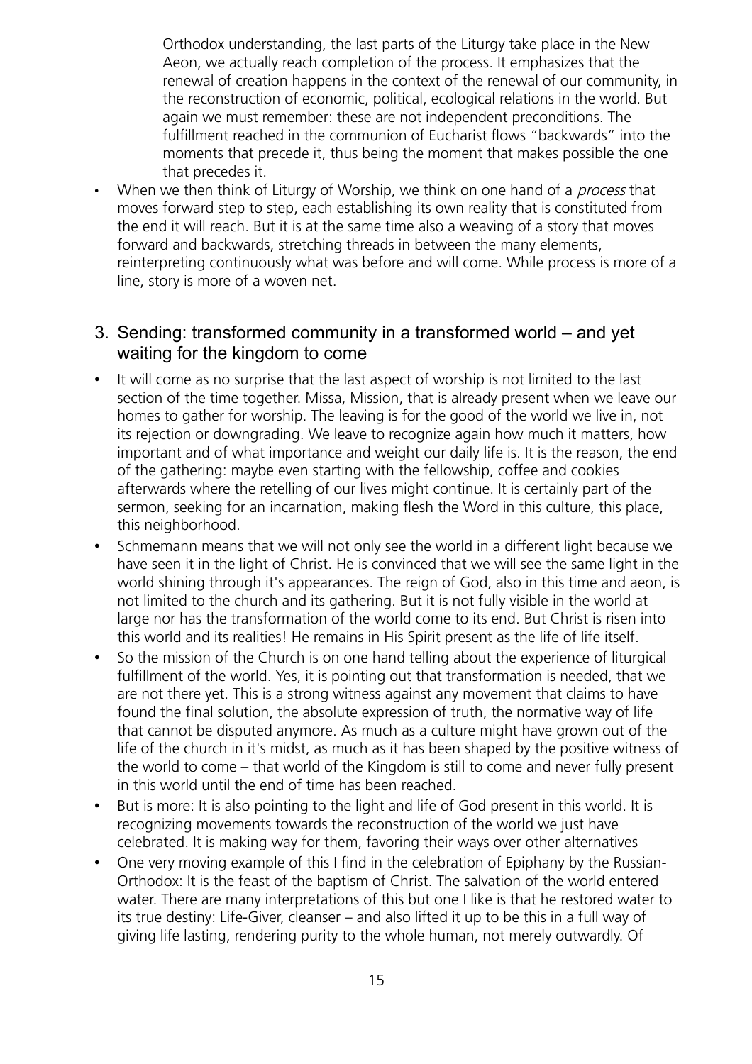Orthodox understanding, the last parts of the Liturgy take place in the New Aeon, we actually reach completion of the process. It emphasizes that the renewal of creation happens in the context of the renewal of our community, in the reconstruction of economic, political, ecological relations in the world. But again we must remember: these are not independent preconditions. The fulfillment reached in the communion of Eucharist flows "backwards" into the moments that precede it, thus being the moment that makes possible the one that precedes it.

- When we then think of Liturgy of Worship, we think on one hand of a *process* that moves forward step to step, each establishing its own reality that is constituted from the end it will reach. But it is at the same time also a weaving of a story that moves forward and backwards, stretching threads in between the many elements, reinterpreting continuously what was before and will come. While process is more of a line, story is more of a woven net.

## 3. Sending: transformed community in a transformed world – and yet waiting for the kingdom to come

- It will come as no surprise that the last aspect of worship is not limited to the last section of the time together. Missa, Mission, that is already present when we leave our homes to gather for worship. The leaving is for the good of the world we live in, not its rejection or downgrading. We leave to recognize again how much it matters, how important and of what importance and weight our daily life is. It is the reason, the end of the gathering: maybe even starting with the fellowship, coffee and cookies afterwards where the retelling of our lives might continue. It is certainly part of the sermon, seeking for an incarnation, making flesh the Word in this culture, this place, this neighborhood.
- Schmemann means that we will not only see the world in a different light because we have seen it in the light of Christ. He is convinced that we will see the same light in the world shining through it's appearances. The reign of God, also in this time and aeon, is not limited to the church and its gathering. But it is not fully visible in the world at large nor has the transformation of the world come to its end. But Christ is risen into this world and its realities! He remains in His Spirit present as the life of life itself.
- So the mission of the Church is on one hand telling about the experience of liturgical fulfillment of the world. Yes, it is pointing out that transformation is needed, that we are not there yet. This is a strong witness against any movement that claims to have found the final solution, the absolute expression of truth, the normative way of life that cannot be disputed anymore. As much as a culture might have grown out of the life of the church in it's midst, as much as it has been shaped by the positive witness of the world to come – that world of the Kingdom is still to come and never fully present in this world until the end of time has been reached.
- But is more: It is also pointing to the light and life of God present in this world. It is recognizing movements towards the reconstruction of the world we just have celebrated. It is making way for them, favoring their ways over other alternatives
- One very moving example of this I find in the celebration of Epiphany by the Russian-Orthodox: It is the feast of the baptism of Christ. The salvation of the world entered water. There are many interpretations of this but one I like is that he restored water to its true destiny: Life-Giver, cleanser – and also lifted it up to be this in a full way of giving life lasting, rendering purity to the whole human, not merely outwardly. Of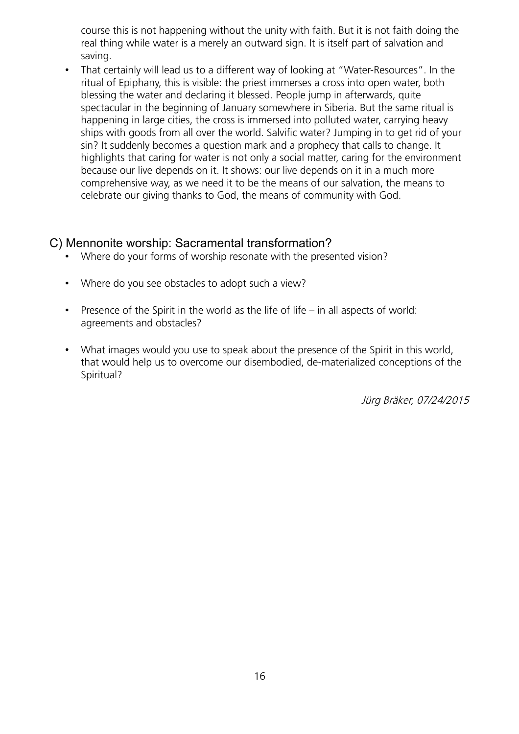course this is not happening without the unity with faith. But it is not faith doing the real thing while water is a merely an outward sign. It is itself part of salvation and saving.

- That certainly will lead us to a different way of looking at "Water-Resources". In the ritual of Epiphany, this is visible: the priest immerses a cross into open water, both blessing the water and declaring it blessed. People jump in afterwards, quite spectacular in the beginning of January somewhere in Siberia. But the same ritual is happening in large cities, the cross is immersed into polluted water, carrying heavy ships with goods from all over the world. Salvific water? Jumping in to get rid of your sin? It suddenly becomes a question mark and a prophecy that calls to change. It highlights that caring for water is not only a social matter, caring for the environment because our live depends on it. It shows: our live depends on it in a much more comprehensive way, as we need it to be the means of our salvation, the means to celebrate our giving thanks to God, the means of community with God.

## C) Mennonite worship: Sacramental transformation?

- Where do your forms of worship resonate with the presented vision?
- Where do you see obstacles to adopt such a view?
- Presence of the Spirit in the world as the life of life – in all aspects of world: agreements and obstacles?
- What images would you use to speak about the presence of the Spirit in this world, that would help us to overcome our disembodied, de-materialized conceptions of the Spiritual?

*Jürg Bräker, 07/24/2015*